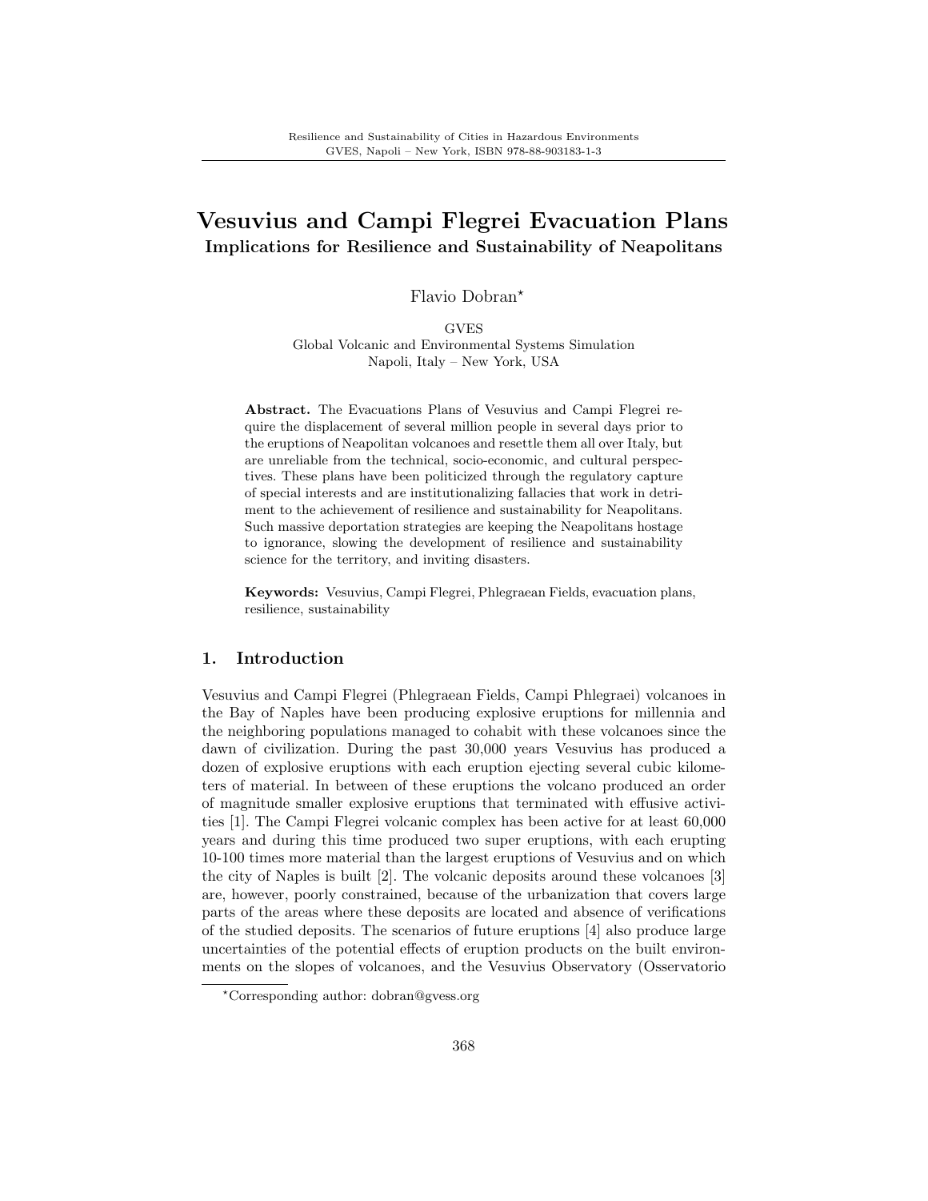# Vesuvius and Campi Flegrei Evacuation Plans

## Implications for Resilience and Sustainability of Neapolitans

Flavio Dobran*

GVES
Global Volcanic and Environmental Systems Simulation
Napoli, Italy – New York, USA

**Abstract.** The Evacuations Plans of Vesuvius and Campi Flegrei require the displacement of several million people in several days prior to the eruptions of Neapolitan volcanoes and resettle them all over Italy, but are unreliable from the technical, socio-economic, and cultural perspectives. These plans have been politicized through the regulatory capture of special interests and are institutionalizing fallacies that work in detriment to the achievement of resilience and sustainability for Neapolitans. Such massive deportation strategies are keeping the Neapolitans hostage to ignorance, slowing the development of resilience and sustainability science for the territory, and inviting disasters.

**Keywords:** Vesuvius, Campi Flegrei, Phlegraean Fields, evacuation plans, resilience, sustainability

## 1. Introduction

Vesuvius and Campi Flegrei (Phlegraean Fields, Campi Phlegraei) volcanoes in the Bay of Naples have been producing explosive eruptions for millennia and the neighboring populations managed to cohabit with these volcanoes since the dawn of civilization. During the past 30,000 years Vesuvius has produced a dozen of explosive eruptions with each eruption ejecting several cubic kilometers of material. In between of these eruptions the volcano produced an order of magnitude smaller explosive eruptions that terminated with effusive activities [1]. The Campi Flegrei volcanic complex has been active for at least 60,000 years and during this time produced two super eruptions, with each erupting 10-100 times more material than the largest eruptions of Vesuvius and on which the city of Naples is built [2]. The volcanic deposits around these volcanoes [3] are, however, poorly constrained, because of the urbanization that covers large parts of the areas where these deposits are located and absence of verifications of the studied deposits. The scenarios of future eruptions [4] also produce large uncertainties of the potential effects of eruption products on the built environments on the slopes of volcanoes, and the Vesuvius Observatory (Osservatorio

*Corresponding author: dobran@gvess.org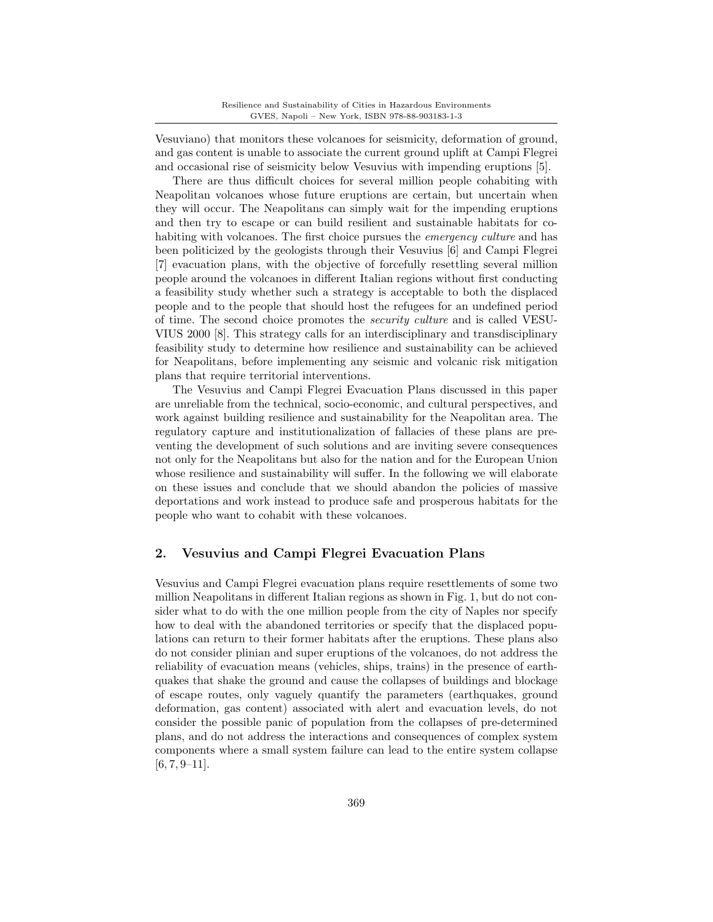Vesuviano) that monitors these volcanoes for seismicity, deformation of ground, and gas content is unable to associate the current ground uplift at Campi Flegrei and occasional rise of seismicity below Vesuvius with impending eruptions [5].

There are thus difficult choices for several million people cohabiting with Neapolitan volcanoes whose future eruptions are certain, but uncertain when they will occur. The Neapolitans can simply wait for the impending eruptions and then try to escape or can build resilient and sustainable habitats for cohabiting with volcanoes. The first choice pursues the *emergency culture* and has been politicized by the geologists through their Vesuvius [6] and Campi Flegrei [7] evacuation plans, with the objective of forcefully resettling several million people around the volcanoes in different Italian regions without first conducting a feasibility study whether such a strategy is acceptable to both the displaced people and to the people that should host the refugees for an undefined period of time. The second choice promotes the *security culture* and is called VESUVIUS 2000 [8]. This strategy calls for an interdisciplinary and transdisciplinary feasibility study to determine how resilience and sustainability can be achieved for Neapolitans, before implementing any seismic and volcanic risk mitigation plans that require territorial interventions.

The Vesuvius and Campi Flegrei Evacuation Plans discussed in this paper are unreliable from the technical, socio-economic, and cultural perspectives, and work against building resilience and sustainability for the Neapolitan area. The regulatory capture and institutionalization of fallacies of these plans are preventing the development of such solutions and are inviting severe consequences not only for the Neapolitans but also for the nation and for the European Union whose resilience and sustainability will suffer. In the following we will elaborate on these issues and conclude that we should abandon the policies of massive deportations and work instead to produce safe and prosperous habitats for the people who want to cohabit with these volcanoes.

## 2. Vesuvius and Campi Flegrei Evacuation Plans

Vesuvius and Campi Flegrei evacuation plans require resettlements of some two million Neapolitans in different Italian regions as shown in Fig. 1, but do not consider what to do with the one million people from the city of Naples nor specify how to deal with the abandoned territories or specify that the displaced populations can return to their former habitats after the eruptions. These plans also do not consider plinian and super eruptions of the volcanoes, do not address the reliability of evacuation means (vehicles, ships, trains) in the presence of earthquakes that shake the ground and cause the collapses of buildings and blockage of escape routes, only vaguely quantify the parameters (earthquakes, ground deformation, gas content) associated with alert and evacuation levels, do not consider the possible panic of population from the collapses of pre-determined plans, and do not address the interactions and consequences of complex system components where a small system failure can lead to the entire system collapse [6, 7, 9–11].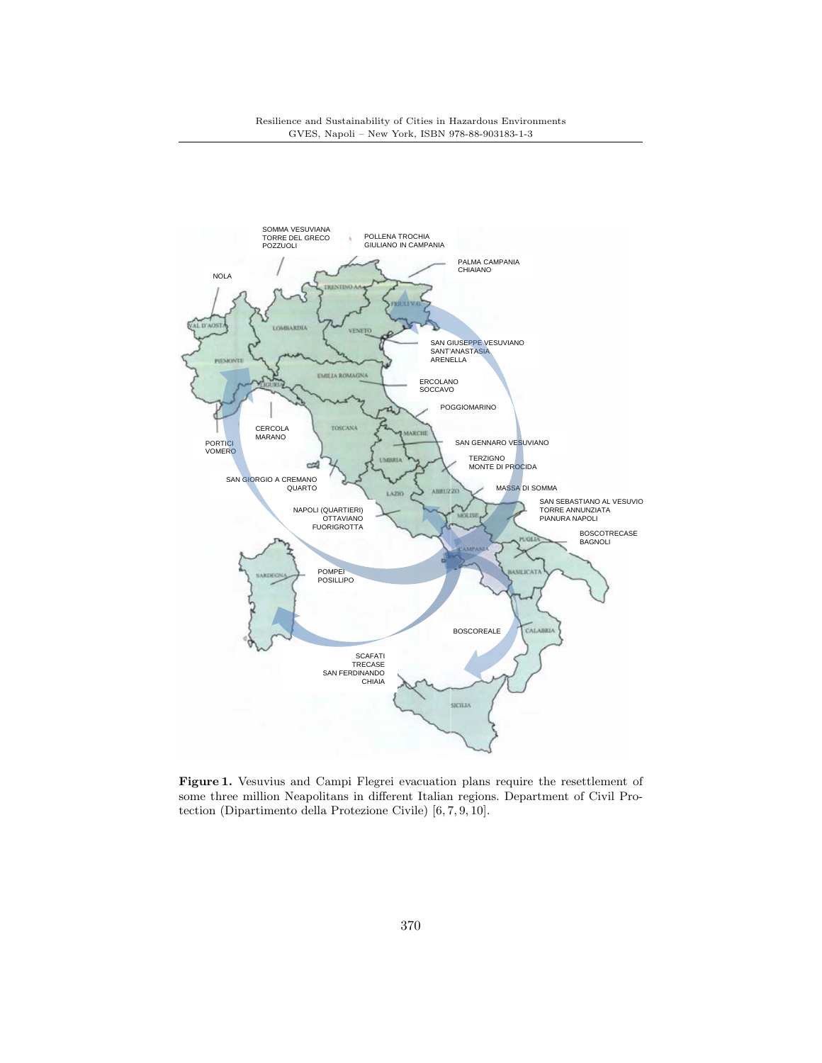SOMMA VESUVIANA
TORRE DEL GRECO
POZZUOLI

POLLENA TROCHIA
GIULIANO IN CAMPANIA

PALMA CAMPANIA
CHIAIANO

NOLA

SAN GIUSEPPE VESUVIANO
SANT'ANASTASIA
ARENELLA

ERCOLANO
SOCCAVO

POGGIOMARINO

CERCOLA
MARANO

PORTICI
VOMERO

SAN GENNARO VESUVIANO

TERZIGNO
MONTE DI PROCIDA

SAN GIORGIO A CREMANO
QUARTO

MASSA DI SOMMA

SAN SEBASTIANO AL VESUVIO
TORRE ANNUNZIATA
PIANURA NAPOLI

NAPOLI (QUARTIERI)
OTTAVIANO
FUORIGROTTA

BOSCOTRECASE
BAGNOLI

POMPEI
POSILLIPO

BOSCOREALE

SCAFATI
TRECASE
SAN FERDINANDO
CHIAIA

**Figure 1.** Vesuvius and Campi Flegrei evacuation plans require the resettlement of some three million Neapolitans in different Italian regions. Department of Civil Protection (Dipartimento della Protezione Civile) [6, 7, 9, 10].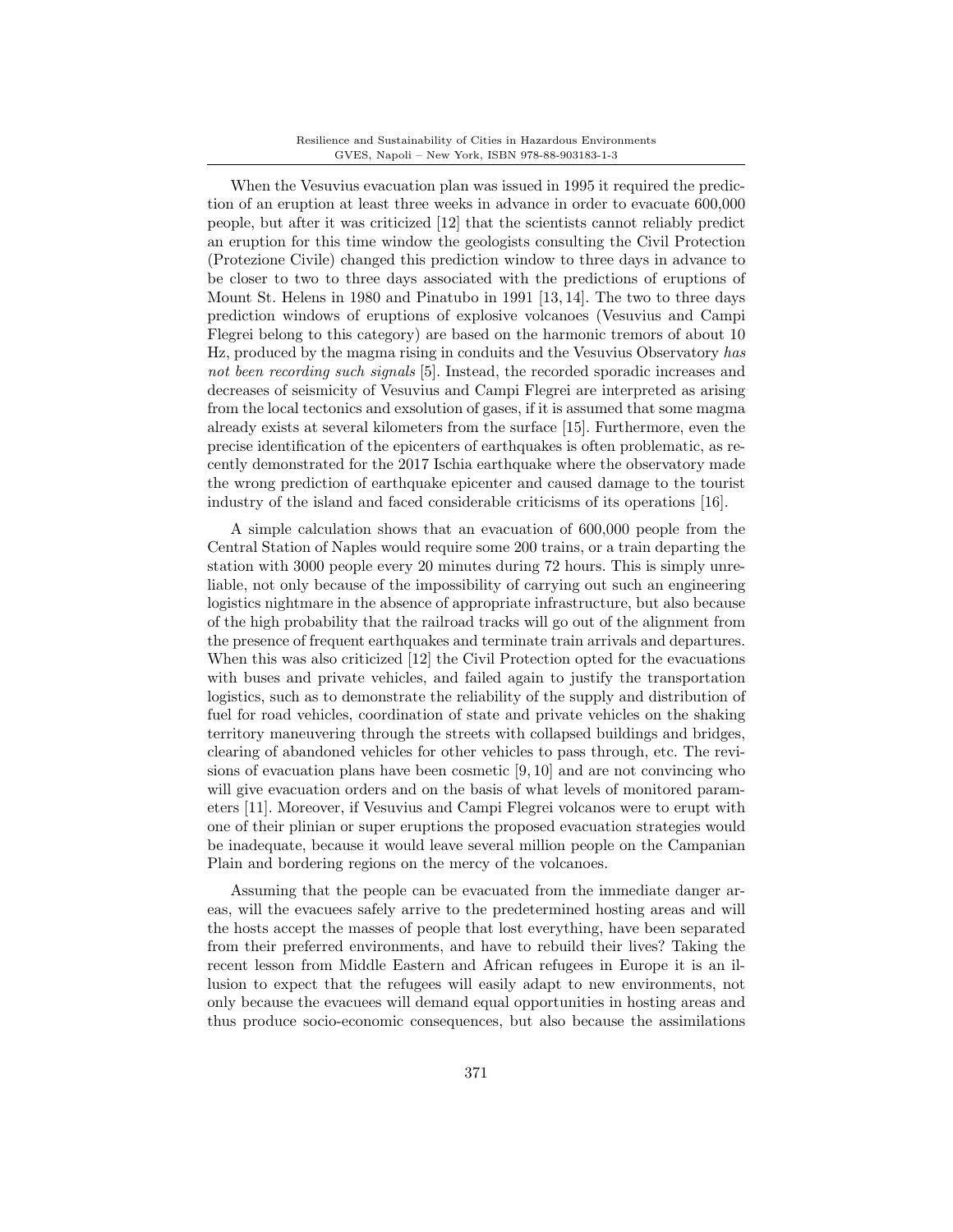When the Vesuvius evacuation plan was issued in 1995 it required the prediction of an eruption at least three weeks in advance in order to evacuate 600,000 people, but after it was criticized [12] that the scientists cannot reliably predict an eruption for this time window the geologists consulting the Civil Protection (Protezione Civile) changed this prediction window to three days in advance to be closer to two to three days associated with the predictions of eruptions of Mount St. Helens in 1980 and Pinatubo in 1991 [13, 14]. The two to three days prediction windows of eruptions of explosive volcanoes (Vesuvius and Campi Flegrei belong to this category) are based on the harmonic tremors of about 10 Hz, produced by the magma rising in conduits and the Vesuvius Observatory *has not been recording such signals* [5]. Instead, the recorded sporadic increases and decreases of seismicity of Vesuvius and Campi Flegrei are interpreted as arising from the local tectonics and exsolution of gases, if it is assumed that some magma already exists at several kilometers from the surface [15]. Furthermore, even the precise identification of the epicenters of earthquakes is often problematic, as recently demonstrated for the 2017 Ischia earthquake where the observatory made the wrong prediction of earthquake epicenter and caused damage to the tourist industry of the island and faced considerable criticisms of its operations [16].

A simple calculation shows that an evacuation of 600,000 people from the Central Station of Naples would require some 200 trains, or a train departing the station with 3000 people every 20 minutes during 72 hours. This is simply unreliable, not only because of the impossibility of carrying out such an engineering logistics nightmare in the absence of appropriate infrastructure, but also because of the high probability that the railroad tracks will go out of the alignment from the presence of frequent earthquakes and terminate train arrivals and departures. When this was also criticized [12] the Civil Protection opted for the evacuations with buses and private vehicles, and failed again to justify the transportation logistics, such as to demonstrate the reliability of the supply and distribution of fuel for road vehicles, coordination of state and private vehicles on the shaking territory maneuvering through the streets with collapsed buildings and bridges, clearing of abandoned vehicles for other vehicles to pass through, etc. The revisions of evacuation plans have been cosmetic [9, 10] and are not convincing who will give evacuation orders and on the basis of what levels of monitored parameters [11]. Moreover, if Vesuvius and Campi Flegrei volcanos were to erupt with one of their plinian or super eruptions the proposed evacuation strategies would be inadequate, because it would leave several million people on the Campanian Plain and bordering regions on the mercy of the volcanoes.

Assuming that the people can be evacuated from the immediate danger areas, will the evacuees safely arrive to the predetermined hosting areas and will the hosts accept the masses of people that lost everything, have been separated from their preferred environments, and have to rebuild their lives? Taking the recent lesson from Middle Eastern and African refugees in Europe it is an illusion to expect that the refugees will easily adapt to new environments, not only because the evacuees will demand equal opportunities in hosting areas and thus produce socio-economic consequences, but also because the assimilations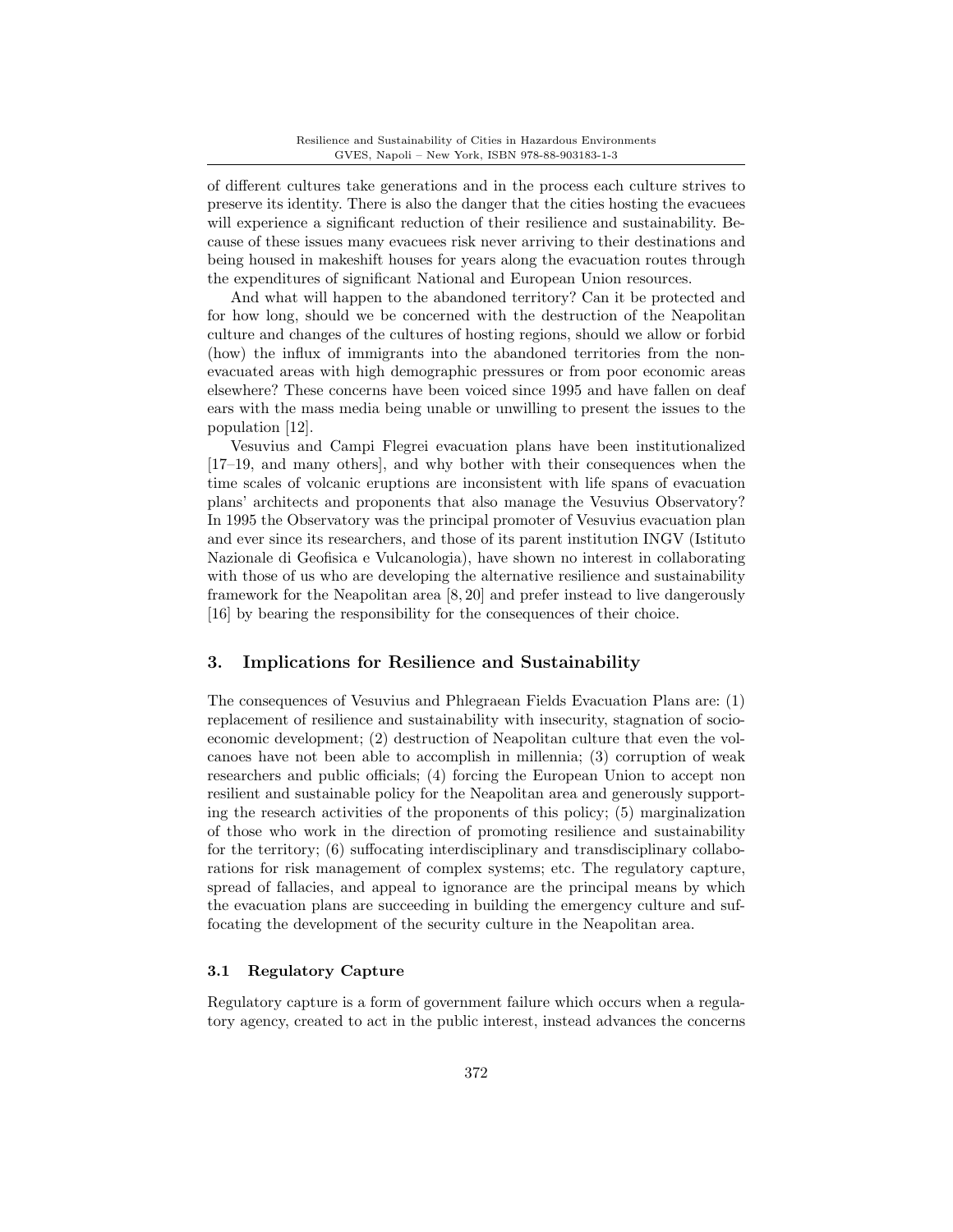of different cultures take generations and in the process each culture strives to preserve its identity. There is also the danger that the cities hosting the evacuees will experience a significant reduction of their resilience and sustainability. Because of these issues many evacuees risk never arriving to their destinations and being housed in makeshift houses for years along the evacuation routes through the expenditures of significant National and European Union resources.

And what will happen to the abandoned territory? Can it be protected and for how long, should we be concerned with the destruction of the Neapolitan culture and changes of the cultures of hosting regions, should we allow or forbid (how) the influx of immigrants into the abandoned territories from the non-evacuated areas with high demographic pressures or from poor economic areas elsewhere? These concerns have been voiced since 1995 and have fallen on deaf ears with the mass media being unable or unwilling to present the issues to the population [12].

Vesuvius and Campi Flegrei evacuation plans have been institutionalized [17–19, and many others], and why bother with their consequences when the time scales of volcanic eruptions are inconsistent with life spans of evacuation plans' architects and proponents that also manage the Vesuvius Observatory? In 1995 the Observatory was the principal promoter of Vesuvius evacuation plan and ever since its researchers, and those of its parent institution INGV (Istituto Nazionale di Geofisica e Vulcanologia), have shown no interest in collaborating with those of us who are developing the alternative resilience and sustainability framework for the Neapolitan area [8, 20] and prefer instead to live dangerously [16] by bearing the responsibility for the consequences of their choice.

## 3. Implications for Resilience and Sustainability

The consequences of Vesuvius and Phlegraean Fields Evacuation Plans are: (1) replacement of resilience and sustainability with insecurity, stagnation of socio-economic development; (2) destruction of Neapolitan culture that even the volcanoes have not been able to accomplish in millennia; (3) corruption of weak researchers and public officials; (4) forcing the European Union to accept non resilient and sustainable policy for the Neapolitan area and generously supporting the research activities of the proponents of this policy; (5) marginalization of those who work in the direction of promoting resilience and sustainability for the territory; (6) suffocating interdisciplinary and transdisciplinary collaborations for risk management of complex systems; etc. The regulatory capture, spread of fallacies, and appeal to ignorance are the principal means by which the evacuation plans are succeeding in building the emergency culture and suffocating the development of the security culture in the Neapolitan area.

### 3.1 Regulatory Capture

Regulatory capture is a form of government failure which occurs when a regulatory agency, created to act in the public interest, instead advances the concerns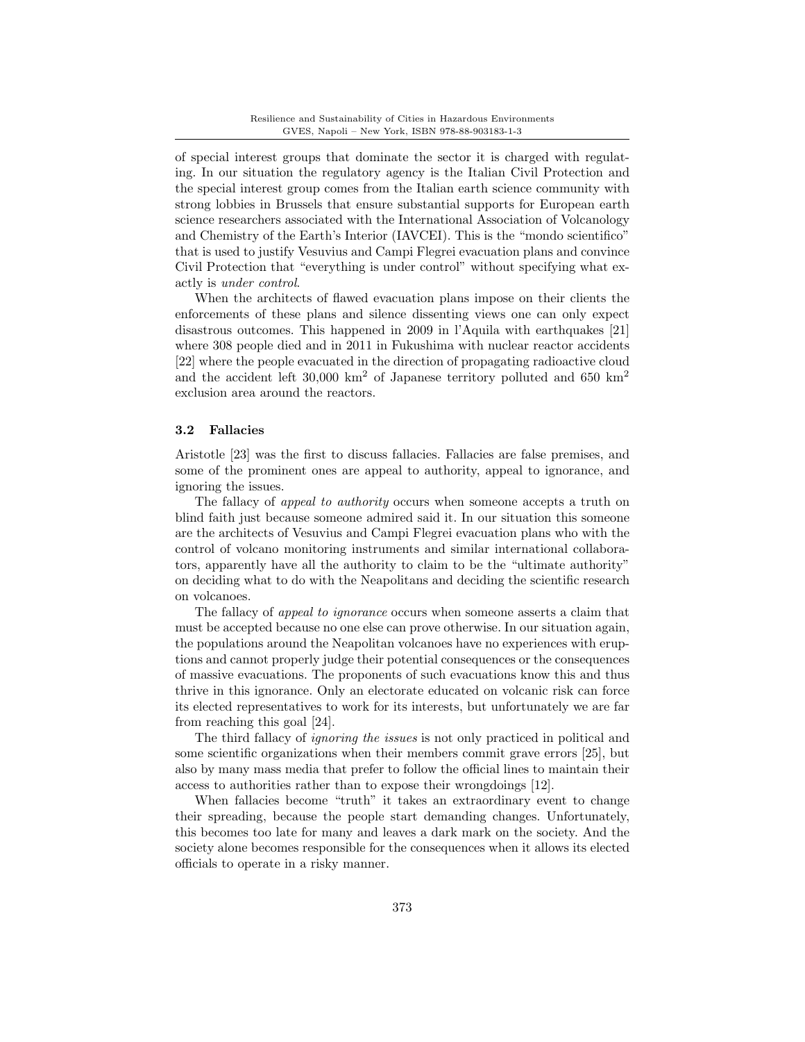of special interest groups that dominate the sector it is charged with regulating. In our situation the regulatory agency is the Italian Civil Protection and the special interest group comes from the Italian earth science community with strong lobbies in Brussels that ensure substantial supports for European earth science researchers associated with the International Association of Volcanology and Chemistry of the Earth's Interior (IAVCEI). This is the "mondo scientifico" that is used to justify Vesuvius and Campi Flegrei evacuation plans and convince Civil Protection that "everything is under control" without specifying what exactly is *under control*.

When the architects of flawed evacuation plans impose on their clients the enforcements of these plans and silence dissenting views one can only expect disastrous outcomes. This happened in 2009 in l'Aquila with earthquakes [21] where 308 people died and in 2011 in Fukushima with nuclear reactor accidents [22] where the people evacuated in the direction of propagating radioactive cloud and the accident left 30,000 $km^2$ of Japanese territory polluted and 650 $km^2$ exclusion area around the reactors.

### 3.2 Fallacies

Aristotle [23] was the first to discuss fallacies. Fallacies are false premises, and some of the prominent ones are appeal to authority, appeal to ignorance, and ignoring the issues.

The fallacy of *appeal to authority* occurs when someone accepts a truth on blind faith just because someone admired said it. In our situation this someone are the architects of Vesuvius and Campi Flegrei evacuation plans who with the control of volcano monitoring instruments and similar international collaborators, apparently have all the authority to claim to be the "ultimate authority" on deciding what to do with the Neapolitans and deciding the scientific research on volcanoes.

The fallacy of *appeal to ignorance* occurs when someone asserts a claim that must be accepted because no one else can prove otherwise. In our situation again, the populations around the Neapolitan volcanoes have no experiences with eruptions and cannot properly judge their potential consequences or the consequences of massive evacuations. The proponents of such evacuations know this and thus thrive in this ignorance. Only an electorate educated on volcanic risk can force its elected representatives to work for its interests, but unfortunately we are far from reaching this goal [24].

The third fallacy of *ignoring the issues* is not only practiced in political and some scientific organizations when their members commit grave errors [25], but also by many mass media that prefer to follow the official lines to maintain their access to authorities rather than to expose their wrongdoings [12].

When fallacies become "truth" it takes an extraordinary event to change their spreading, because the people start demanding changes. Unfortunately, this becomes too late for many and leaves a dark mark on the society. And the society alone becomes responsible for the consequences when it allows its elected officials to operate in a risky manner.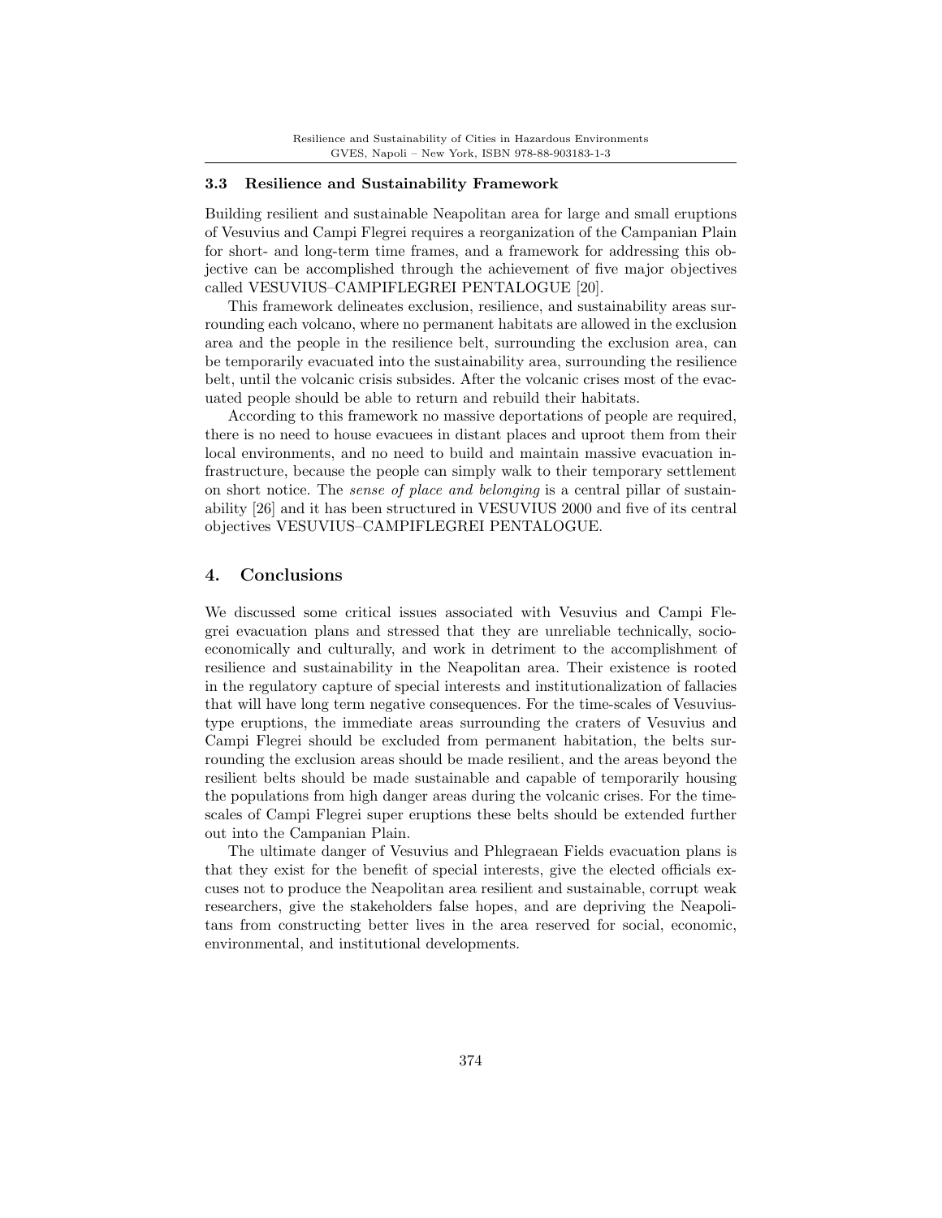### 3.3 Resilience and Sustainability Framework

Building resilient and sustainable Neapolitan area for large and small eruptions of Vesuvius and Campi Flegrei requires a reorganization of the Campanian Plain for short- and long-term time frames, and a framework for addressing this objective can be accomplished through the achievement of five major objectives called VESUVIUS–CAMPIFLEGREI PENTALOGUE [20].

This framework delineates exclusion, resilience, and sustainability areas surrounding each volcano, where no permanent habitats are allowed in the exclusion area and the people in the resilience belt, surrounding the exclusion area, can be temporarily evacuated into the sustainability area, surrounding the resilience belt, until the volcanic crisis subsides. After the volcanic crises most of the evacuated people should be able to return and rebuild their habitats.

According to this framework no massive deportations of people are required, there is no need to house evacuees in distant places and uproot them from their local environments, and no need to build and maintain massive evacuation infrastructure, because the people can simply walk to their temporary settlement on short notice. The *sense of place and belonging* is a central pillar of sustainability [26] and it has been structured in VESUVIUS 2000 and five of its central objectives VESUVIUS–CAMPIFLEGREI PENTALOGUE.

## 4. Conclusions

We discussed some critical issues associated with Vesuvius and Campi Flegrei evacuation plans and stressed that they are unreliable technically, socioeconomically and culturally, and work in detriment to the accomplishment of resilience and sustainability in the Neapolitan area. Their existence is rooted in the regulatory capture of special interests and institutionalization of fallacies that will have long term negative consequences. For the time-scales of Vesuvius-type eruptions, the immediate areas surrounding the craters of Vesuvius and Campi Flegrei should be excluded from permanent habitation, the belts surrounding the exclusion areas should be made resilient, and the areas beyond the resilient belts should be made sustainable and capable of temporarily housing the populations from high danger areas during the volcanic crises. For the timescales of Campi Flegrei super eruptions these belts should be extended further out into the Campanian Plain.

The ultimate danger of Vesuvius and Phlegraean Fields evacuation plans is that they exist for the benefit of special interests, give the elected officials excuses not to produce the Neapolitan area resilient and sustainable, corrupt weak researchers, give the stakeholders false hopes, and are depriving the Neapolitans from constructing better lives in the area reserved for social, economic, environmental, and institutional developments.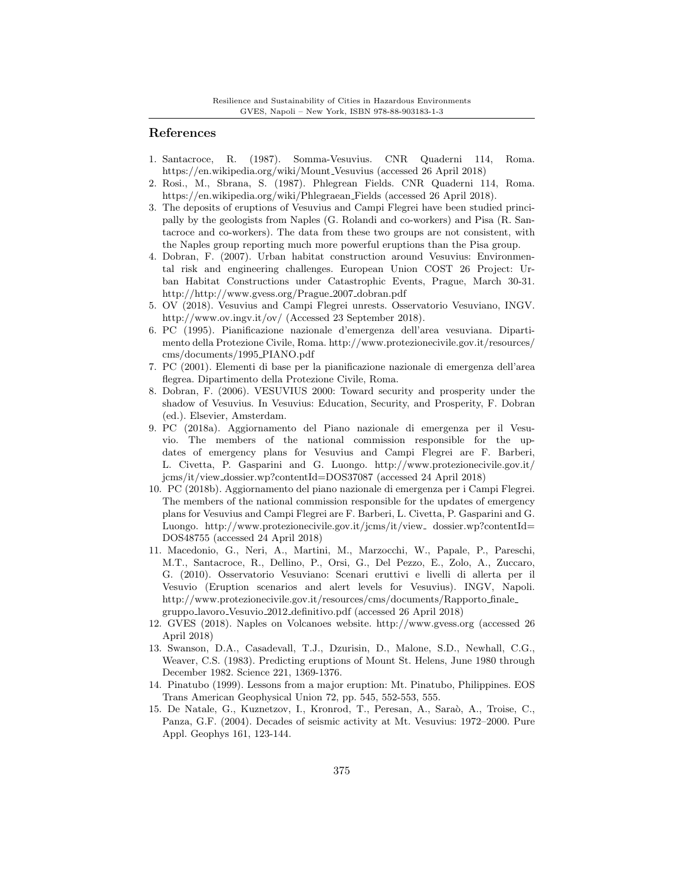## References

1. Santacroce, R. (1987). Somma-Vesuvius. CNR Quaderni 114, Roma. https://en.wikipedia.org/wiki/Mount_Vesuvius (accessed 26 April 2018)
2. Rosi., M., Sbrana, S. (1987). Phlegrean Fields. CNR Quaderni 114, Roma. https://en.wikipedia.org/wiki/Phlegraean_Fields (accessed 26 April 2018).
3. The deposits of eruptions of Vesuvius and Campi Flegrei have been studied principally by the geologists from Naples (G. Rolandi and co-workers) and Pisa (R. Santacroce and co-workers). The data from these two groups are not consistent, with the Naples group reporting much more powerful eruptions than the Pisa group.
4. Dobran, F. (2007). Urban habitat construction around Vesuvius: Environmental risk and engineering challenges. European Union COST 26 Project: Urban Habitat Constructions under Catastrophic Events, Prague, March 30-31. http://http://www.gvess.org/Prague_2007_dobran.pdf
5. OV (2018). Vesuvius and Campi Flegrei unrests. Osservatorio Vesuviano, INGV. http://www.ov.ingv.it/ov/ (Accessed 23 September 2018).
6. PC (1995). Pianificazione nazionale d'emergenza dell'area vesuviana. Dipartimento della Protezione Civile, Roma. http://www.protezionecivile.gov.it/resources/cms/documents/1995_PIANO.pdf
7. PC (2001). Elementi di base per la pianificazione nazionale di emergenza dell'area flegrea. Dipartimento della Protezione Civile, Roma.
8. Dobran, F. (2006). VESUVIUS 2000: Toward security and prosperity under the shadow of Vesuvius. In Vesuvius: Education, Security, and Prosperity, F. Dobran (ed.). Elsevier, Amsterdam.
9. PC (2018a). Aggiornamento del Piano nazionale di emergenza per il Vesuvio. The members of the national commission responsible for the updates of emergency plans for Vesuvius and Campi Flegrei are F. Barberi, L. Civetta, P. Gasparini and G. Luongo. http://www.protezionecivile.gov.it/jcms/it/view_dossier.wp?contentId=DOS37087 (accessed 24 April 2018)
10. PC (2018b). Aggiornamento del piano nazionale di emergenza per i Campi Flegrei. The members of the national commission responsible for the updates of emergency plans for Vesuvius and Campi Flegrei are F. Barberi, L. Civetta, P. Gasparini and G. Luongo. http://www.protezionecivile.gov.it/jcms/it/view_ dossier.wp?contentId=DOS48755 (accessed 24 April 2018)
11. Macedonio, G., Neri, A., Martini, M., Marzocchi, W., Papale, P., Pareschi, M.T., Santacroce, R., Dellino, P., Orsi, G., Del Pezzo, E., Zolo, A., Zuccaro, G. (2010). Osservatorio Vesuviano: Scenari eruttivi e livelli di allerta per il Vesuvio (Eruption scenarios and alert levels for Vesuvius). INGV, Napoli. http://www.protezionecivile.gov.it/resources/cms/documents/Rapporto_finale_gruppo_lavoro_Vesuvio_2012_definitivo.pdf (accessed 26 April 2018)
12. GVES (2018). Naples on Volcanoes website. http://www.gvess.org (accessed 26 April 2018)
13. Swanson, D.A., Casadevall, T.J., Dzurisin, D., Malone, S.D., Newhall, C.G., Weaver, C.S. (1983). Predicting eruptions of Mount St. Helens, June 1980 through December 1982. Science 221, 1369-1376.
14. Pinatubo (1999). Lessons from a major eruption: Mt. Pinatubo, Philippines. EOS Trans American Geophysical Union 72, pp. 545, 552-553, 555.
15. De Natale, G., Kuznetzov, I., Kronrod, T., Peresan, A., Saraò, A., Troise, C., Panza, G.F. (2004). Decades of seismic activity at Mt. Vesuvius: 1972–2000. Pure Appl. Geophys 161, 123-144.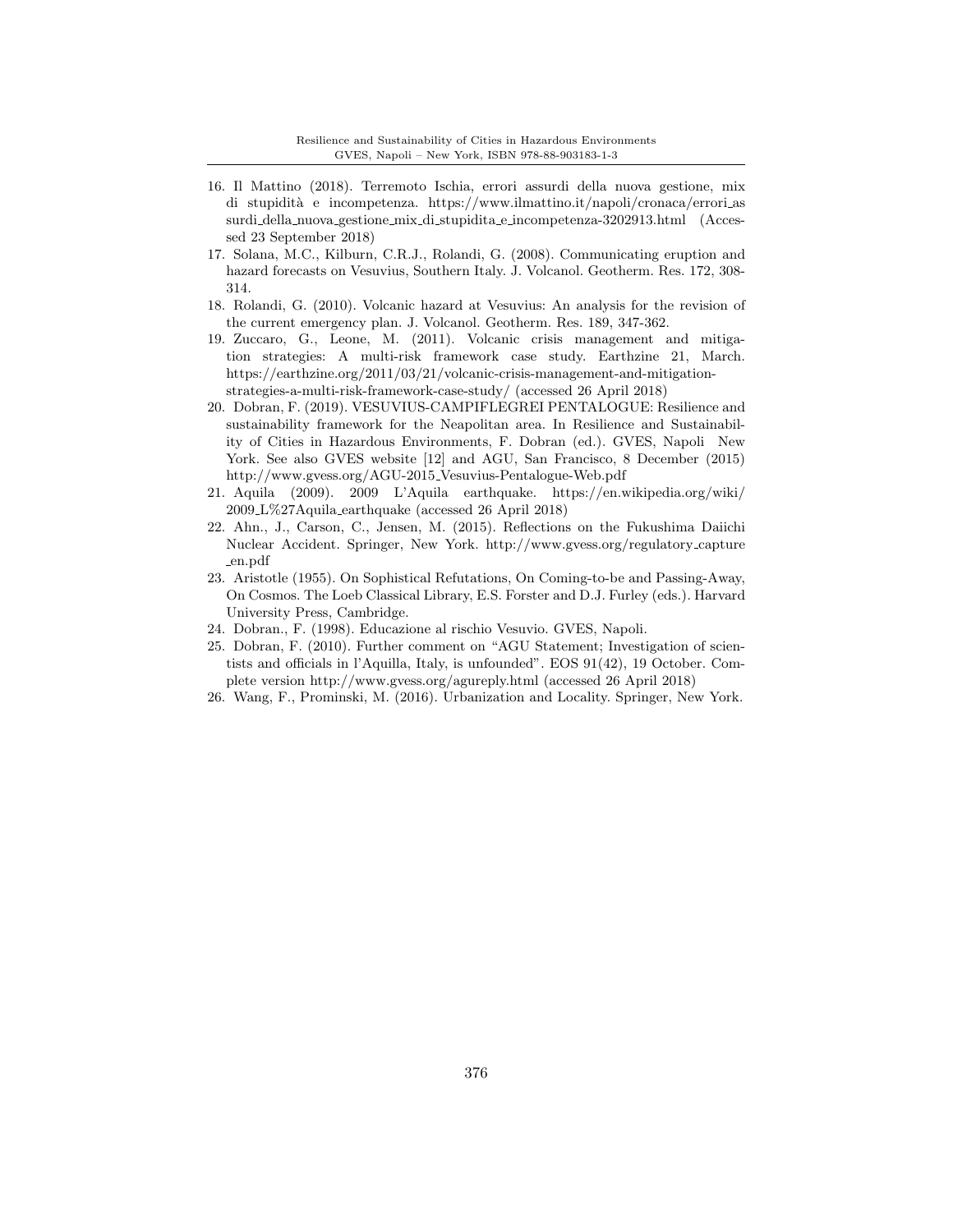16. Il Mattino (2018). Terremoto Ischia, errori assurdi della nuova gestione, mix di stupidità e incompetenza. https://www.ilmattino.it/napoli/cronaca/errori_assurdi_della_nuova_gestione_mix_di_stupidita_e_incompetenza-3202913.html (Accessed 23 September 2018)
17. Solana, M.C., Kilburn, C.R.J., Rolandi, G. (2008). Communicating eruption and hazard forecasts on Vesuvius, Southern Italy. J. Volcanol. Geotherm. Res. 172, 308-314.
18. Rolandi, G. (2010). Volcanic hazard at Vesuvius: An analysis for the revision of the current emergency plan. J. Volcanol. Geotherm. Res. 189, 347-362.
19. Zuccaro, G., Leone, M. (2011). Volcanic crisis management and mitigation strategies: A multi-risk framework case study. Earthzine 21, March. https://earthzine.org/2011/03/21/volcanic-crisis-management-and-mitigation-strategies-a-multi-risk-framework-case-study/ (accessed 26 April 2018)
20. Dobran, F. (2019). VESUVIUS-CAMPIFLEGREI PENTALOGUE: Resilience and sustainability framework for the Neapolitan area. In Resilience and Sustainability of Cities in Hazardous Environments, F. Dobran (ed.). GVES, Napoli New York. See also GVES website [12] and AGU, San Francisco, 8 December (2015) http://www.gvess.org/AGU-2015_Vesuvius-Pentalogue-Web.pdf
21. Aquila (2009). 2009 L'Aquila earthquake. https://en.wikipedia.org/wiki/2009_L%27Aquila_earthquake (accessed 26 April 2018)
22. Ahn., J., Carson, C., Jensen, M. (2015). Reflections on the Fukushima Daiichi Nuclear Accident. Springer, New York. http://www.gvess.org/regulatory_capture_en.pdf
23. Aristotle (1955). On Sophistical Refutations, On Coming-to-be and Passing-Away, On Cosmos. The Loeb Classical Library, E.S. Forster and D.J. Furley (eds.). Harvard University Press, Cambridge.
24. Dobran., F. (1998). Educazione al rischio Vesuvio. GVES, Napoli.
25. Dobran, F. (2010). Further comment on "AGU Statement; Investigation of scientists and officials in l'Aquilla, Italy, is unfounded". EOS 91(42), 19 October. Complete version http://www.gvess.org/agureply.html (accessed 26 April 2018)
26. Wang, F., Prominski, M. (2016). Urbanization and Locality. Springer, New York.